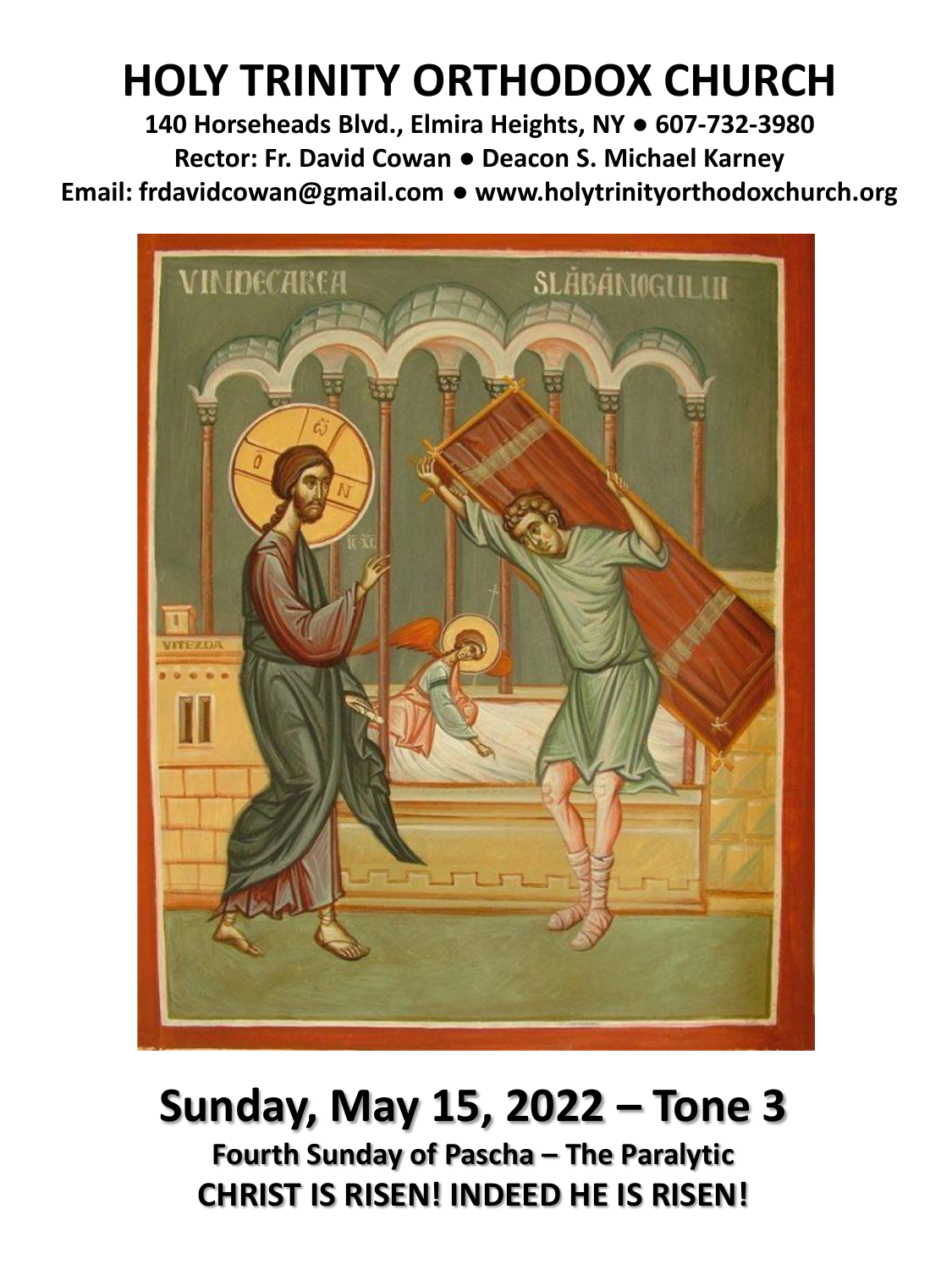# HOLY TRINITY ORTHODOX CHURCH

**140 Horseheads Blvd., Elmira Heights, NY • 607-732-3980**

**Rector: Fr. David Cowan • Deacon S. Michael Karney**

**Email: frdavidcowan@gmail.com • www.holytrinityorthodoxchurch.org**

# Sunday, May 15, 2022 – Tone 3

**Fourth Sunday of Pascha – The Paralytic**

**CHRIST IS RISEN! INDEED HE IS RISEN!**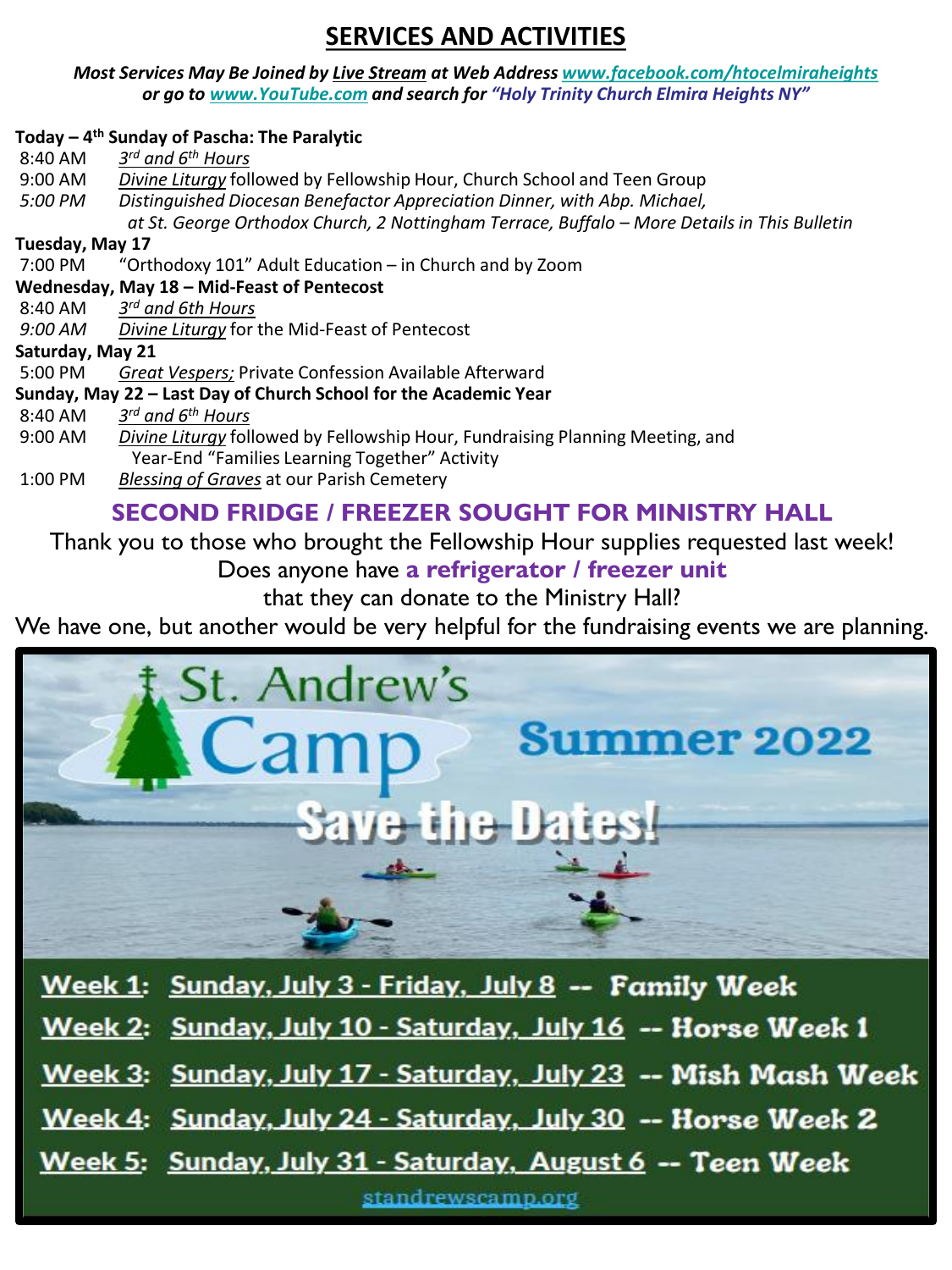# SERVICES AND ACTIVITIES

***Most Services May Be Joined by Live Stream at Web Address www.facebook.com/htocelmiraheights or go to www.YouTube.com and search for "Holy Trinity Church Elmira Heights NY"***

**Today – 4th Sunday of Pascha: The Paralytic**

8:40 AM *3rd and 6th Hours*

9:00 AM *Divine Liturgy* followed by Fellowship Hour, Church School and Teen Group

*5:00 PM* *Distinguished Diocesan Benefactor Appreciation Dinner, with Abp. Michael, at St. George Orthodox Church, 2 Nottingham Terrace, Buffalo – More Details in This Bulletin*

**Tuesday, May 17**

7:00 PM "Orthodoxy 101" Adult Education – in Church and by Zoom

**Wednesday, May 18 – Mid-Feast of Pentecost**

8:40 AM *3rd and 6th Hours*

*9:00 AM* *Divine Liturgy* for the Mid-Feast of Pentecost

**Saturday, May 21**

5:00 PM *Great Vespers;* Private Confession Available Afterward

**Sunday, May 22 – Last Day of Church School for the Academic Year**

8:40 AM *3rd and 6th Hours*

9:00 AM *Divine Liturgy* followed by Fellowship Hour, Fundraising Planning Meeting, and Year-End "Families Learning Together" Activity

1:00 PM *Blessing of Graves* at our Parish Cemetery

## SECOND FRIDGE / FREEZER SOUGHT FOR MINISTRY HALL

Thank you to those who brought the Fellowship Hour supplies requested last week!
Does anyone have **a refrigerator / freezer unit** that they can donate to the Ministry Hall?
We have one, but another would be very helpful for the fundraising events we are planning.

## St. Andrew's Camp Summer 2022

### Save the Dates!

- Week 1: Sunday, July 3 - Friday, July 8 -- **Family Week**
- Week 2: Sunday, July 10 - Saturday, July 16 -- **Horse Week 1**
- Week 3: Sunday, July 17 - Saturday, July 23 -- **Mish Mash Week**
- Week 4: Sunday, July 24 - Saturday, July 30 -- **Horse Week 2**
- Week 5: Sunday, July 31 - Saturday, August 6 -- **Teen Week**

standrewscamp.org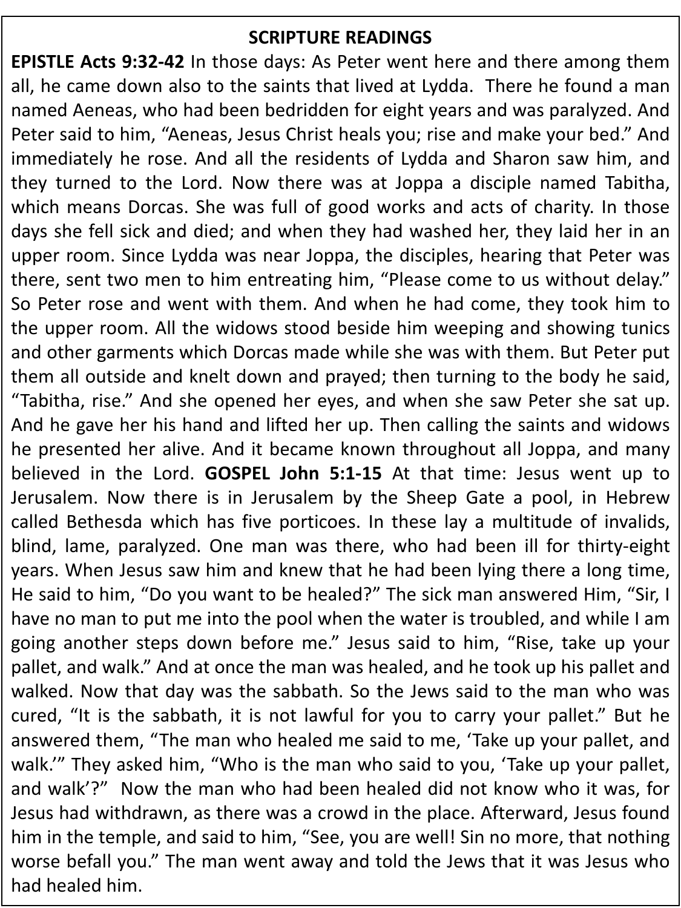## SCRIPTURE READINGS

**EPISTLE Acts 9:32-42** In those days: As Peter went here and there among them all, he came down also to the saints that lived at Lydda. There he found a man named Aeneas, who had been bedridden for eight years and was paralyzed. And Peter said to him, "Aeneas, Jesus Christ heals you; rise and make your bed." And immediately he rose. And all the residents of Lydda and Sharon saw him, and they turned to the Lord. Now there was at Joppa a disciple named Tabitha, which means Dorcas. She was full of good works and acts of charity. In those days she fell sick and died; and when they had washed her, they laid her in an upper room. Since Lydda was near Joppa, the disciples, hearing that Peter was there, sent two men to him entreating him, "Please come to us without delay." So Peter rose and went with them. And when he had come, they took him to the upper room. All the widows stood beside him weeping and showing tunics and other garments which Dorcas made while she was with them. But Peter put them all outside and knelt down and prayed; then turning to the body he said, "Tabitha, rise." And she opened her eyes, and when she saw Peter she sat up. And he gave her his hand and lifted her up. Then calling the saints and widows he presented her alive. And it became known throughout all Joppa, and many believed in the Lord. **GOSPEL John 5:1-15** At that time: Jesus went up to Jerusalem. Now there is in Jerusalem by the Sheep Gate a pool, in Hebrew called Bethesda which has five porticoes. In these lay a multitude of invalids, blind, lame, paralyzed. One man was there, who had been ill for thirty-eight years. When Jesus saw him and knew that he had been lying there a long time, He said to him, "Do you want to be healed?" The sick man answered Him, "Sir, I have no man to put me into the pool when the water is troubled, and while I am going another steps down before me." Jesus said to him, "Rise, take up your pallet, and walk." And at once the man was healed, and he took up his pallet and walked. Now that day was the sabbath. So the Jews said to the man who was cured, "It is the sabbath, it is not lawful for you to carry your pallet." But he answered them, "The man who healed me said to me, 'Take up your pallet, and walk.'" They asked him, "Who is the man who said to you, 'Take up your pallet, and walk'?" Now the man who had been healed did not know who it was, for Jesus had withdrawn, as there was a crowd in the place. Afterward, Jesus found him in the temple, and said to him, "See, you are well! Sin no more, that nothing worse befall you." The man went away and told the Jews that it was Jesus who had healed him.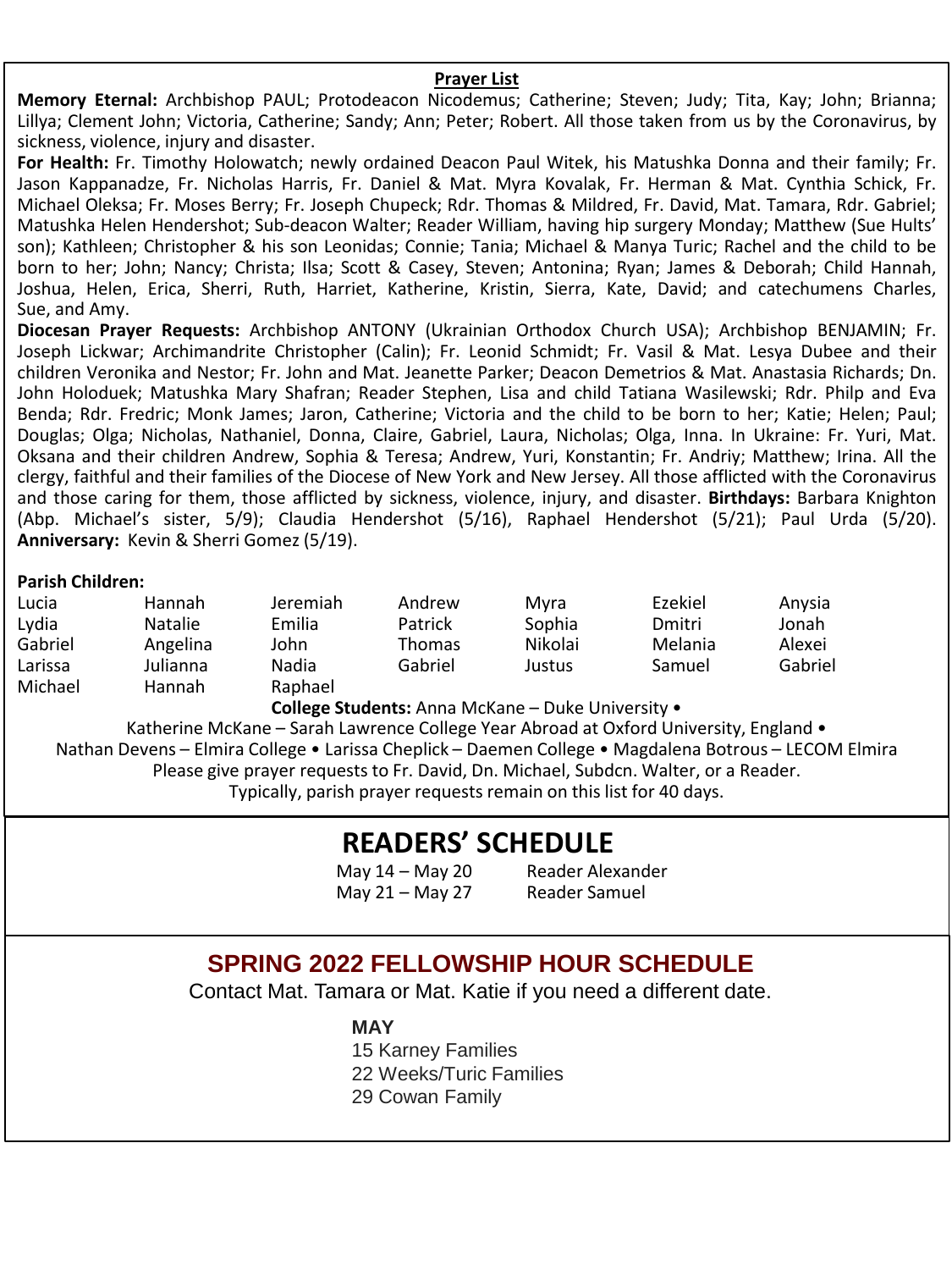## Prayer List

**Memory Eternal:** Archbishop PAUL; Protodeacon Nicodemus; Catherine; Steven; Judy; Tita, Kay; John; Brianna; Lillya; Clement John; Victoria, Catherine; Sandy; Ann; Peter; Robert. All those taken from us by the Coronavirus, by sickness, violence, injury and disaster.

**For Health:** Fr. Timothy Holowatch; newly ordained Deacon Paul Witek, his Matushka Donna and their family; Fr. Jason Kappanadze, Fr. Nicholas Harris, Fr. Daniel & Mat. Myra Kovalak, Fr. Herman & Mat. Cynthia Schick, Fr. Michael Oleksa; Fr. Moses Berry; Fr. Joseph Chupeck; Rdr. Thomas & Mildred, Fr. David, Mat. Tamara, Rdr. Gabriel; Matushka Helen Hendershot; Sub-deacon Walter; Reader William, having hip surgery Monday; Matthew (Sue Hults' son); Kathleen; Christopher & his son Leonidas; Connie; Tania; Michael & Manya Turic; Rachel and the child to be born to her; John; Nancy; Christa; Ilsa; Scott & Casey, Steven; Antonina; Ryan; James & Deborah; Child Hannah, Joshua, Helen, Erica, Sherri, Ruth, Harriet, Katherine, Kristin, Sierra, Kate, David; and catechumens Charles, Sue, and Amy.

**Diocesan Prayer Requests:** Archbishop ANTONY (Ukrainian Orthodox Church USA); Archbishop BENJAMIN; Fr. Joseph Lickwar; Archimandrite Christopher (Calin); Fr. Leonid Schmidt; Fr. Vasil & Mat. Lesya Dubee and their children Veronika and Nestor; Fr. John and Mat. Jeanette Parker; Deacon Demetrios & Mat. Anastasia Richards; Dn. John Holoduek; Matushka Mary Shafran; Reader Stephen, Lisa and child Tatiana Wasilewski; Rdr. Philp and Eva Benda; Rdr. Fredric; Monk James; Jaron, Catherine; Victoria and the child to be born to her; Katie; Helen; Paul; Douglas; Olga; Nicholas, Nathaniel, Donna, Claire, Gabriel, Laura, Nicholas; Olga, Inna. In Ukraine: Fr. Yuri, Mat. Oksana and their children Andrew, Sophia & Teresa; Andrew, Yuri, Konstantin; Fr. Andriy; Matthew; Irina. All the clergy, faithful and their families of the Diocese of New York and New Jersey. All those afflicted with the Coronavirus and those caring for them, those afflicted by sickness, violence, injury, and disaster. **Birthdays:** Barbara Knighton (Abp. Michael's sister, 5/9); Claudia Hendershot (5/16), Raphael Hendershot (5/21); Paul Urda (5/20). **Anniversary:** Kevin & Sherri Gomez (5/19).

**Parish Children:**

| | | | | | | |
|---|---|---|---|---|---|---|
| Lucia | Hannah | Jeremiah | Andrew | Myra | Ezekiel | Anysia |
| Lydia | Natalie | Emilia | Patrick | Sophia | Dmitri | Jonah |
| Gabriel | Angelina | John | Thomas | Nikolai | Melania | Alexei |
| Larissa | Julianna | Nadia | Gabriel | Justus | Samuel | Gabriel |
| Michael | Hannah | Raphael | | | | |

**College Students:** Anna McKane – Duke University • Katherine McKane – Sarah Lawrence College Year Abroad at Oxford University, England • Nathan Devens – Elmira College • Larissa Cheplick – Daemen College • Magdalena Botrous – LECOM Elmira

Please give prayer requests to Fr. David, Dn. Michael, Subdcn. Walter, or a Reader.

Typically, parish prayer requests remain on this list for 40 days.

# READERS' SCHEDULE

May 14 – May 20 Reader Alexander

May 21 – May 27 Reader Samuel

# SPRING 2022 FELLOWSHIP HOUR SCHEDULE

Contact Mat. Tamara or Mat. Katie if you need a different date.

**MAY**

15 Karney Families

22 Weeks/Turic Families

29 Cowan Family